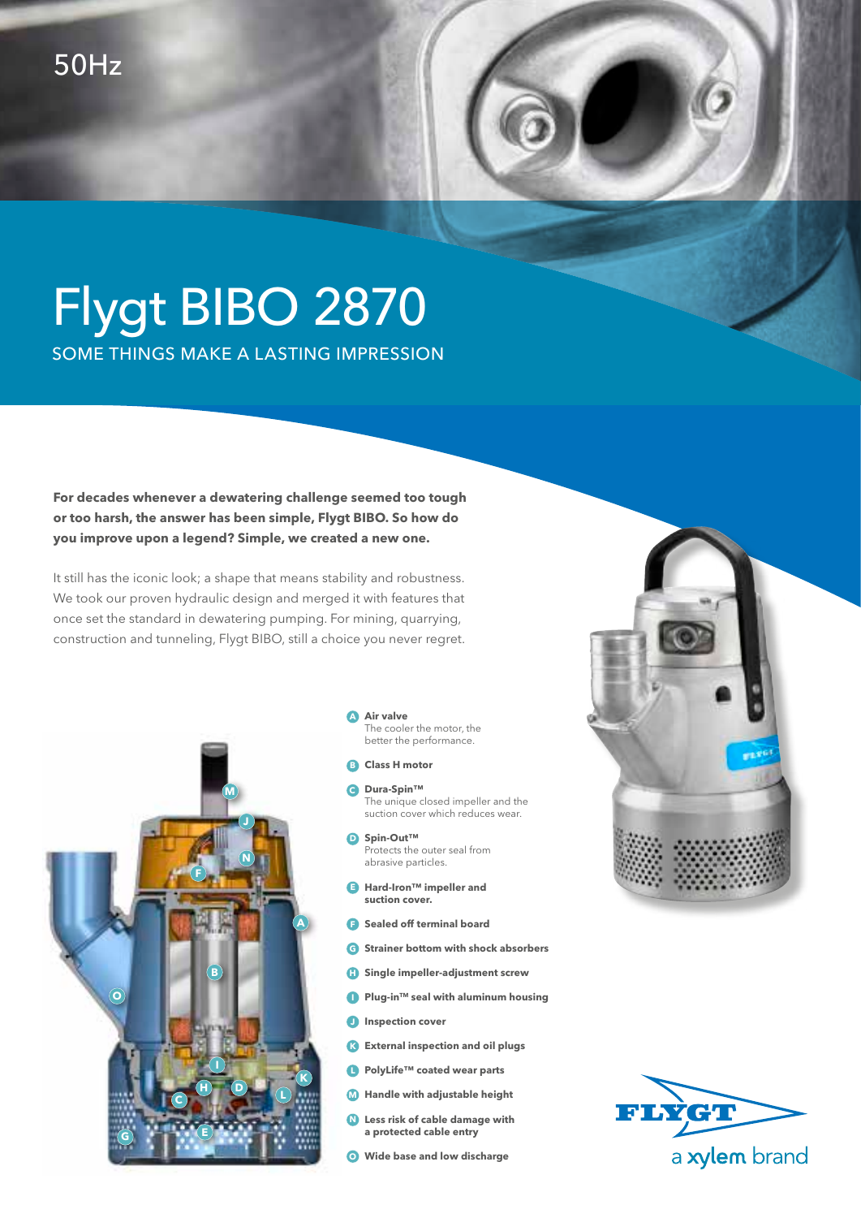50Hz

# Flygt BIBO 2870

## SOME THINGS MAKE A LASTING IMPRESSION

**For decades whenever a dewatering challenge seemed too tough or too harsh, the answer has been simple, Flygt BIBO. So how do you improve upon a legend? Simple, we created a new one.**

It still has the iconic look; a shape that means stability and robustness. We took our proven hydraulic design and merged it with features that once set the standard in dewatering pumping. For mining, quarrying, construction and tunneling, Flygt BIBO, still a choice you never regret.

- **A Air valve**
  The cooler the motor, the better the performance.
- **B Class H motor**
- **C Dura-Spin™**
  The unique closed impeller and the suction cover which reduces wear.
- **D Spin-Out™**
  Protects the outer seal from abrasive particles.
- **E Hard-Iron™ impeller and suction cover.**
- **F Sealed off terminal board**
- **G Strainer bottom with shock absorbers**
- **H Single impeller-adjustment screw**
- **I Plug-in™ seal with aluminum housing**
- **J Inspection cover**
- **K External inspection and oil plugs**
- **L PolyLife™ coated wear parts**
- **M Handle with adjustable height**
- **N Less risk of cable damage with a protected cable entry**
- **O Wide base and low discharge**

FLYGT
a xylem brand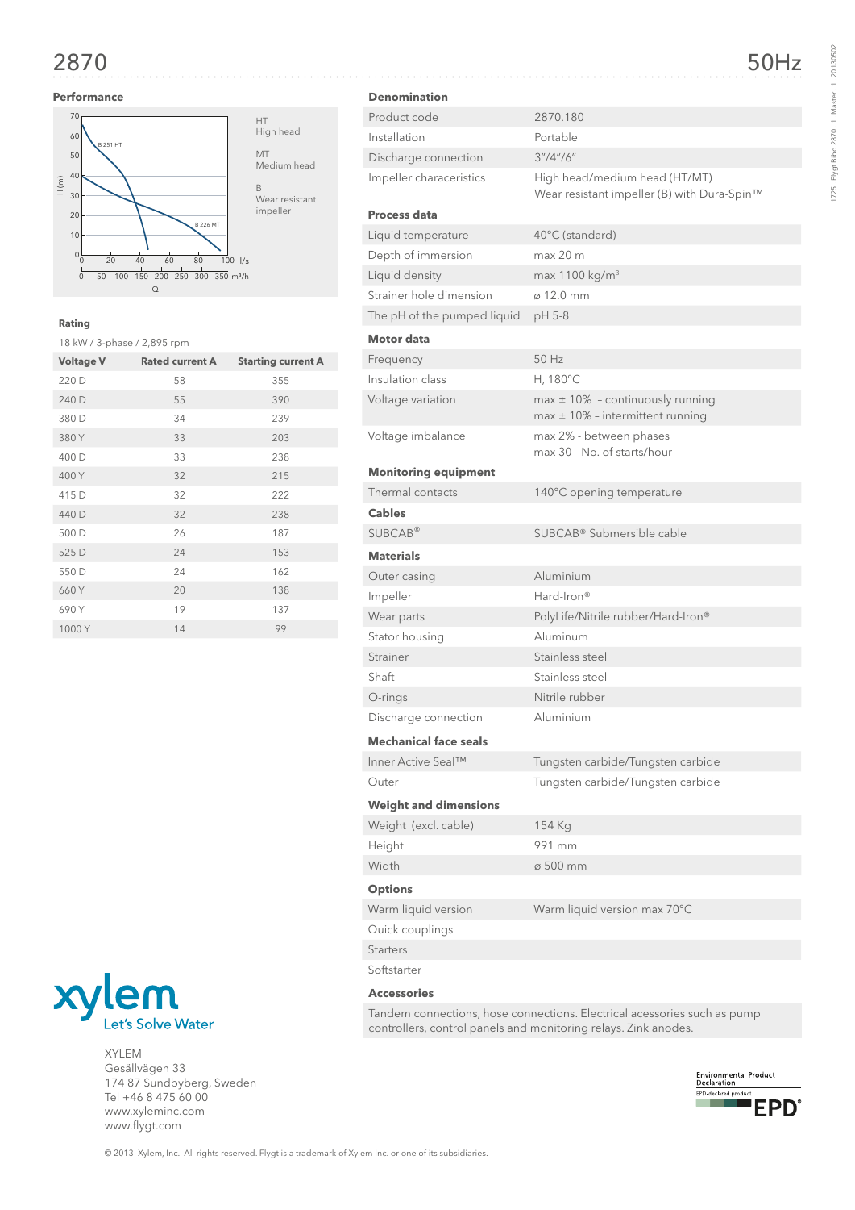# 2870

50Hz

## Performance

70
60
50
40
30
20
10
0
H (m)

B 251 HT

B 226 MT

0 20 40 60 80 100 l/s

0 50 100 150 200 250 300 350 m³/h

Q

HT
High head

MT
Medium head

B
Wear resistant impeller

## Rating

18 kW / 3-phase / 2,895 rpm

| Voltage V | Rated current A | Starting current A |
|---|---|---|
| 220 D | 58 | 355 |
| 240 D | 55 | 390 |
| 380 D | 34 | 239 |
| 380 Y | 33 | 203 |
| 400 D | 33 | 238 |
| 400 Y | 32 | 215 |
| 415 D | 32 | 222 |
| 440 D | 32 | 238 |
| 500 D | 26 | 187 |
| 525 D | 24 | 153 |
| 550 D | 24 | 162 |
| 660 Y | 20 | 138 |
| 690 Y | 19 | 137 |
| 1000 Y | 14 | 99 |

## Denomination

| | |
|---|---|
| Product code | 2870.180 |
| Installation | Portable |
| Discharge connection | 3"/4"/6" |
| Impeller characeristics | High head/medium head (HT/MT)<br>Wear resistant impeller (B) with Dura-Spin™ |

## Process data

| | |
|---|---|
| Liquid temperature | 40°C (standard) |
| Depth of immersion | max 20 m |
| Liquid density | max 1100 kg/m³ |
| Strainer hole dimension | ø 12.0 mm |
| The pH of the pumped liquid | pH 5-8 |

## Motor data

| | |
|---|---|
| Frequency | 50 Hz |
| Insulation class | H, 180°C |
| Voltage variation | max ± 10% - continuously running<br>max ± 10% – intermittent running |
| Voltage imbalance | max 2% - between phases<br>max 30 - No. of starts/hour |

## Monitoring equipment

| | |
|---|---|
| Thermal contacts | 140°C opening temperature |

## Cables

| | |
|---|---|
| SUBCAB® | SUBCAB® Submersible cable |

## Materials

| | |
|---|---|
| Outer casing | Aluminium |
| Impeller | Hard-Iron® |
| Wear parts | PolyLife/Nitrile rubber/Hard-Iron® |
| Stator housing | Aluminum |
| Strainer | Stainless steel |
| Shaft | Stainless steel |
| O-rings | Nitrile rubber |
| Discharge connection | Aluminium |

## Mechanical face seals

| | |
|---|---|
| Inner Active Seal™ | Tungsten carbide/Tungsten carbide |
| Outer | Tungsten carbide/Tungsten carbide |

## Weight and dimensions

| | |
|---|---|
| Weight (excl. cable) | 154 Kg |
| Height | 991 mm |
| Width | ø 500 mm |

## Options

| | |
|---|---|
| Warm liquid version | Warm liquid version max 70°C |
| Quick couplings | |
| Starters | |
| Softstarter | |

## Accessories

Tandem connections, hose connections. Electrical accessories such as pump controllers, control panels and monitoring relays. Zink anodes.

xylem
Let's Solve Water

XYLEM
Gesällvägen 33
174 87 Sundbyberg, Sweden
Tel +46 8 475 60 00
www.xyleminc.com
www.flygt.com

Environmental Product Declaration
EPD-declared product
EPD®

© 2013 Xylem, Inc. All rights reserved. Flygt is a trademark of Xylem Inc. or one of its subsidiaries.